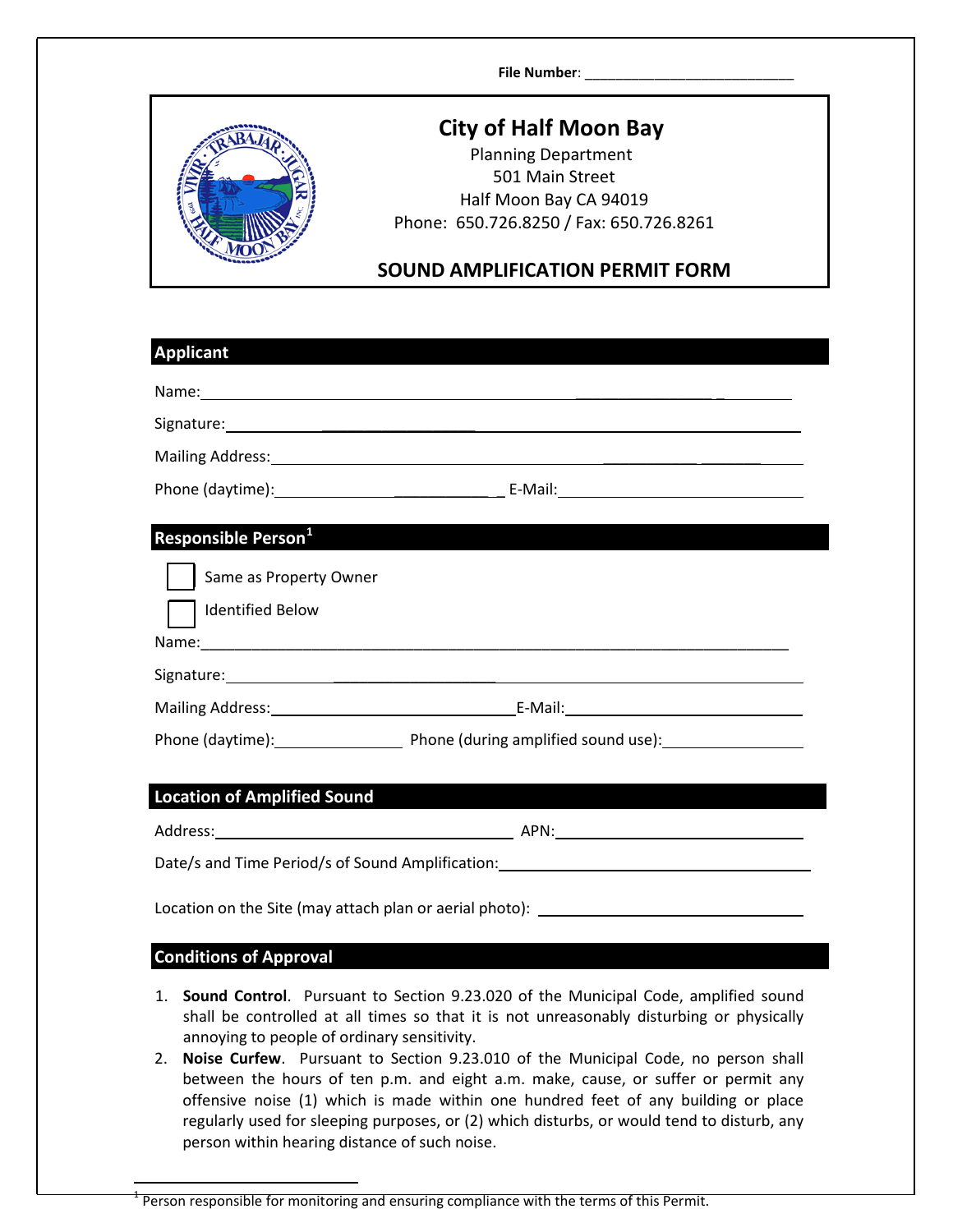File Number: ___________________________

# City of Half Moon Bay

Planning Department
501 Main Street
Half Moon Bay CA 94019
Phone: 650.726.8250 / Fax: 650.726.8261

## SOUND AMPLIFICATION PERMIT FORM

### Applicant

Name: ___________________________

Signature: ___________________________

Mailing Address: ___________________________

Phone (daytime): ___________________________ E-Mail: ___________________________

### Responsible Person[1]

☐ Same as Property Owner

☐ Identified Below

Name: ___________________________

Signature: ___________________________

Mailing Address: ___________________________ E-Mail: ___________________________

Phone (daytime): ___________________________ Phone (during amplified sound use): ___________________________

### Location of Amplified Sound

Address: ___________________________ APN: ___________________________

Date/s and Time Period/s of Sound Amplification: ___________________________

Location on the Site (may attach plan or aerial photo): ___________________________

### Conditions of Approval

1. **Sound Control**. Pursuant to Section 9.23.020 of the Municipal Code, amplified sound shall be controlled at all times so that it is not unreasonably disturbing or physically annoying to people of ordinary sensitivity.
2. **Noise Curfew**. Pursuant to Section 9.23.010 of the Municipal Code, no person shall between the hours of ten p.m. and eight a.m. make, cause, or suffer or permit any offensive noise (1) which is made within one hundred feet of any building or place regularly used for sleeping purposes, or (2) which disturbs, or would tend to disturb, any person within hearing distance of such noise.

[1] Person responsible for monitoring and ensuring compliance with the terms of this Permit.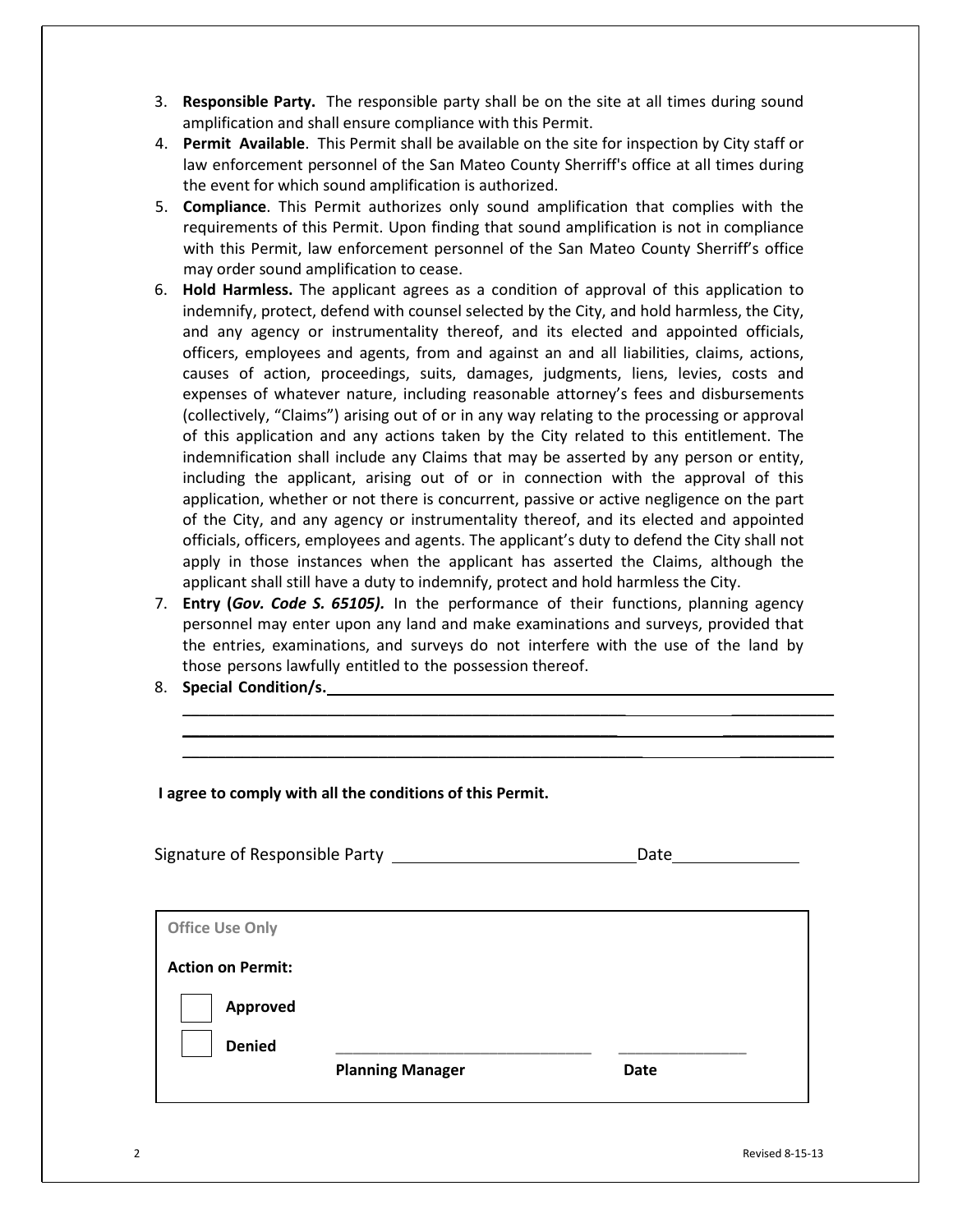3. **Responsible Party.** The responsible party shall be on the site at all times during sound amplification and shall ensure compliance with this Permit.
4. **Permit Available**. This Permit shall be available on the site for inspection by City staff or law enforcement personnel of the San Mateo County Sherriff's office at all times during the event for which sound amplification is authorized.
5. **Compliance**. This Permit authorizes only sound amplification that complies with the requirements of this Permit. Upon finding that sound amplification is not in compliance with this Permit, law enforcement personnel of the San Mateo County Sherriff's office may order sound amplification to cease.
6. **Hold Harmless.** The applicant agrees as a condition of approval of this application to indemnify, protect, defend with counsel selected by the City, and hold harmless, the City, and any agency or instrumentality thereof, and its elected and appointed officials, officers, employees and agents, from and against an and all liabilities, claims, actions, causes of action, proceedings, suits, damages, judgments, liens, levies, costs and expenses of whatever nature, including reasonable attorney's fees and disbursements (collectively, "Claims") arising out of or in any way relating to the processing or approval of this application and any actions taken by the City related to this entitlement. The indemnification shall include any Claims that may be asserted by any person or entity, including the applicant, arising out of or in connection with the approval of this application, whether or not there is concurrent, passive or active negligence on the part of the City, and any agency or instrumentality thereof, and its elected and appointed officials, officers, employees and agents. The applicant's duty to defend the City shall not apply in those instances when the applicant has asserted the Claims, although the applicant shall still have a duty to indemnify, protect and hold harmless the City.
7. **Entry (*Gov. Code S. 65105).*** In the performance of their functions, planning agency personnel may enter upon any land and make examinations and surveys, provided that the entries, examinations, and surveys do not interfere with the use of the land by those persons lawfully entitled to the possession thereof.
8. **Special Condition/s.** ______________________________________________

______________________________________________________________

______________________________________________________________

______________________________________________________________

**I agree to comply with all the conditions of this Permit.**

Signature of Responsible Party ____________________________ Date______________

| Office Use Only | | |
|---|---|---|
| **Action on Permit:** | | |
| ☐ **Approved** | | |
| ☐ **Denied** | ______________________________ | _______________ |
| | **Planning Manager** | **Date** |

Revised 8-15-13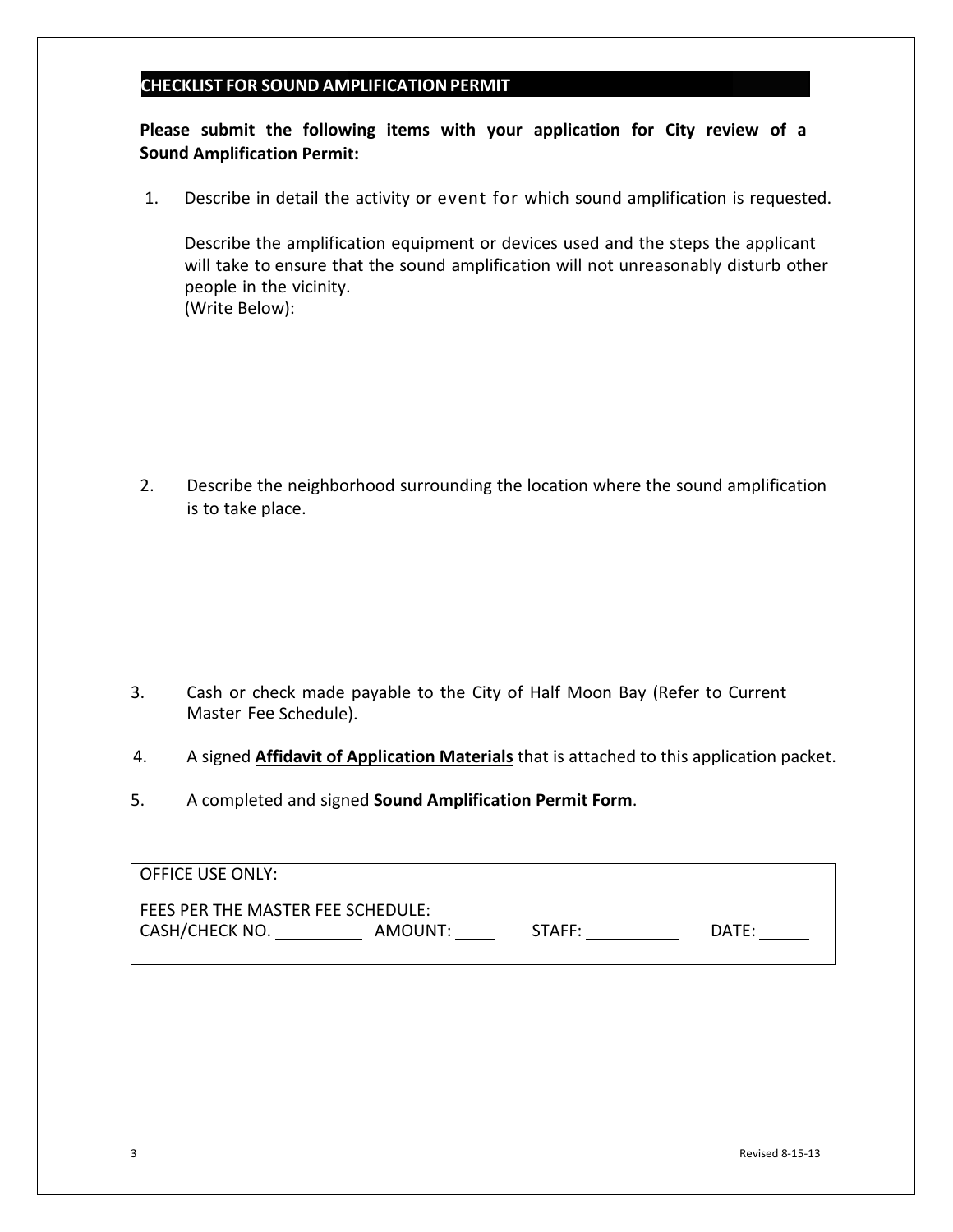## CHECKLIST FOR SOUND AMPLIFICATION PERMIT

**Please submit the following items with your application for City review of a Sound Amplification Permit:**

1. Describe in detail the activity or event for which sound amplification is requested.

   Describe the amplification equipment or devices used and the steps the applicant will take to ensure that the sound amplification will not unreasonably disturb other people in the vicinity.
   (Write Below):

2. Describe the neighborhood surrounding the location where the sound amplification is to take place.

3. Cash or check made payable to the City of Half Moon Bay (Refer to Current Master Fee Schedule).

4. A signed **Affidavit of Application Materials** that is attached to this application packet.

5. A completed and signed **Sound Amplification Permit Form**.

OFFICE USE ONLY:

FEES PER THE MASTER FEE SCHEDULE:
CASH/CHECK NO. __________ AMOUNT: ____ STAFF: __________ DATE: ______

Revised 8-15-13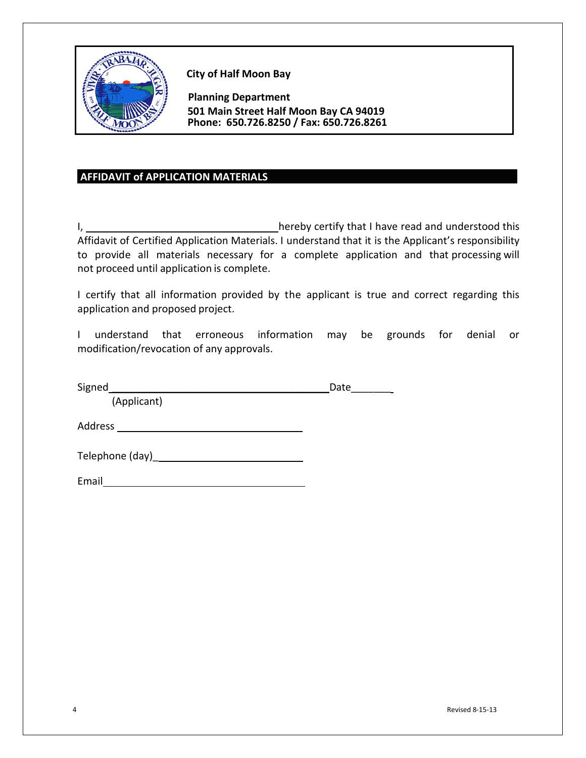**City of Half Moon Bay**

**Planning Department**
**501 Main Street Half Moon Bay CA 94019**
**Phone: 650.726.8250 / Fax: 650.726.8261**

## AFFIDAVIT of APPLICATION MATERIALS

I, ________________________________ hereby certify that I have read and understood this Affidavit of Certified Application Materials. I understand that it is the Applicant's responsibility to provide all materials necessary for a complete application and that processing will not proceed until application is complete.

I certify that all information provided by the applicant is true and correct regarding this application and proposed project.

I understand that erroneous information may be grounds for denial or modification/revocation of any approvals.

Signed________________________________________ Date________
(Applicant)

Address ________________________________

Telephone (day)__________________________

Email___________________________________

Revised 8-15-13